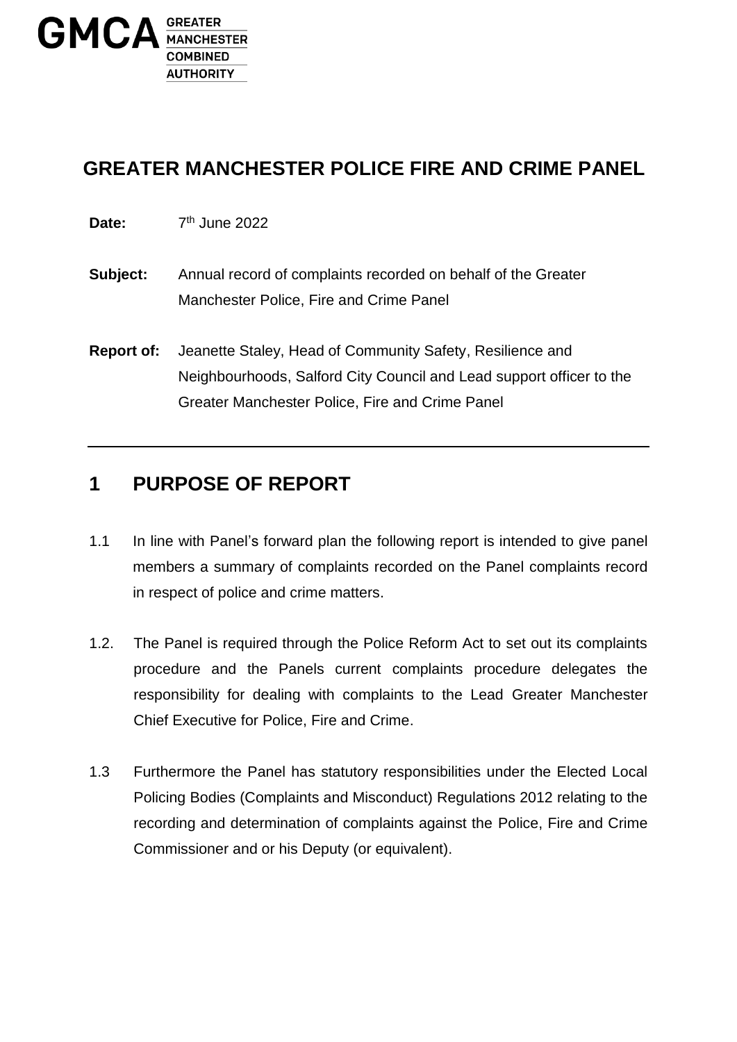GMCA GREATER MANCHESTER COMBINED AUTHORITY

# GREATER MANCHESTER POLICE FIRE AND CRIME PANEL

**Date:** 7th June 2022

**Subject:** Annual record of complaints recorded on behalf of the Greater Manchester Police, Fire and Crime Panel

**Report of:** Jeanette Staley, Head of Community Safety, Resilience and Neighbourhoods, Salford City Council and Lead support officer to the Greater Manchester Police, Fire and Crime Panel

---

## 1 PURPOSE OF REPORT

1.1 In line with Panel's forward plan the following report is intended to give panel members a summary of complaints recorded on the Panel complaints record in respect of police and crime matters.

1.2. The Panel is required through the Police Reform Act to set out its complaints procedure and the Panels current complaints procedure delegates the responsibility for dealing with complaints to the Lead Greater Manchester Chief Executive for Police, Fire and Crime.

1.3 Furthermore the Panel has statutory responsibilities under the Elected Local Policing Bodies (Complaints and Misconduct) Regulations 2012 relating to the recording and determination of complaints against the Police, Fire and Crime Commissioner and or his Deputy (or equivalent).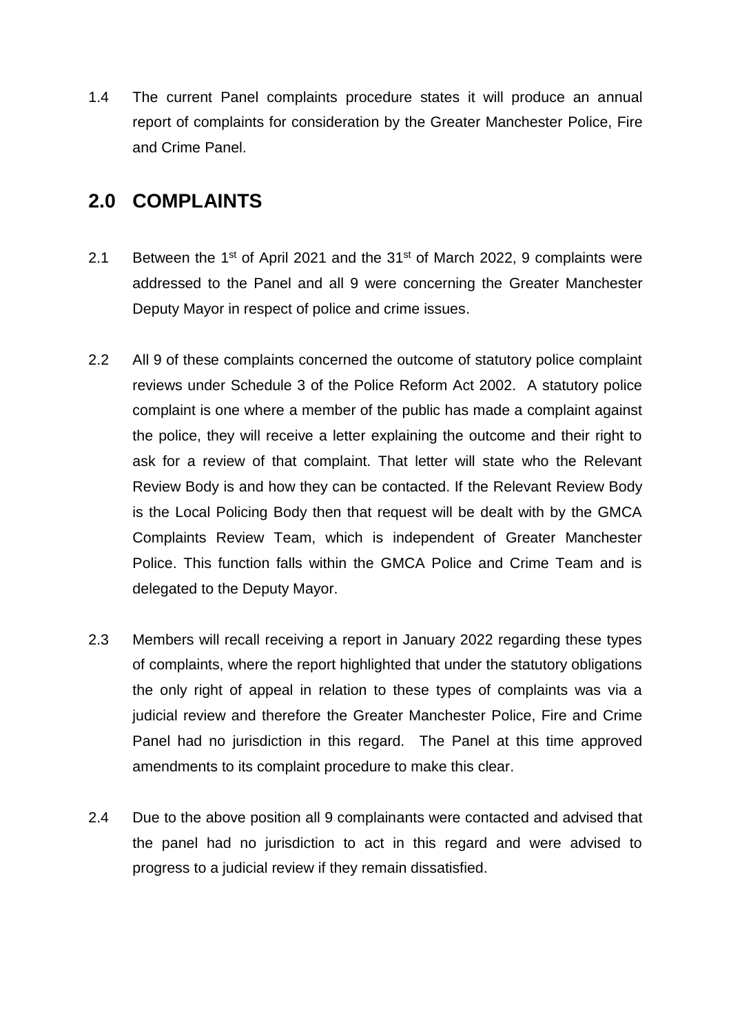1.4 The current Panel complaints procedure states it will produce an annual report of complaints for consideration by the Greater Manchester Police, Fire and Crime Panel.

## 2.0 COMPLAINTS

2.1 Between the 1st of April 2021 and the 31st of March 2022, 9 complaints were addressed to the Panel and all 9 were concerning the Greater Manchester Deputy Mayor in respect of police and crime issues.

2.2 All 9 of these complaints concerned the outcome of statutory police complaint reviews under Schedule 3 of the Police Reform Act 2002. A statutory police complaint is one where a member of the public has made a complaint against the police, they will receive a letter explaining the outcome and their right to ask for a review of that complaint. That letter will state who the Relevant Review Body is and how they can be contacted. If the Relevant Review Body is the Local Policing Body then that request will be dealt with by the GMCA Complaints Review Team, which is independent of Greater Manchester Police. This function falls within the GMCA Police and Crime Team and is delegated to the Deputy Mayor.

2.3 Members will recall receiving a report in January 2022 regarding these types of complaints, where the report highlighted that under the statutory obligations the only right of appeal in relation to these types of complaints was via a judicial review and therefore the Greater Manchester Police, Fire and Crime Panel had no jurisdiction in this regard. The Panel at this time approved amendments to its complaint procedure to make this clear.

2.4 Due to the above position all 9 complainants were contacted and advised that the panel had no jurisdiction to act in this regard and were advised to progress to a judicial review if they remain dissatisfied.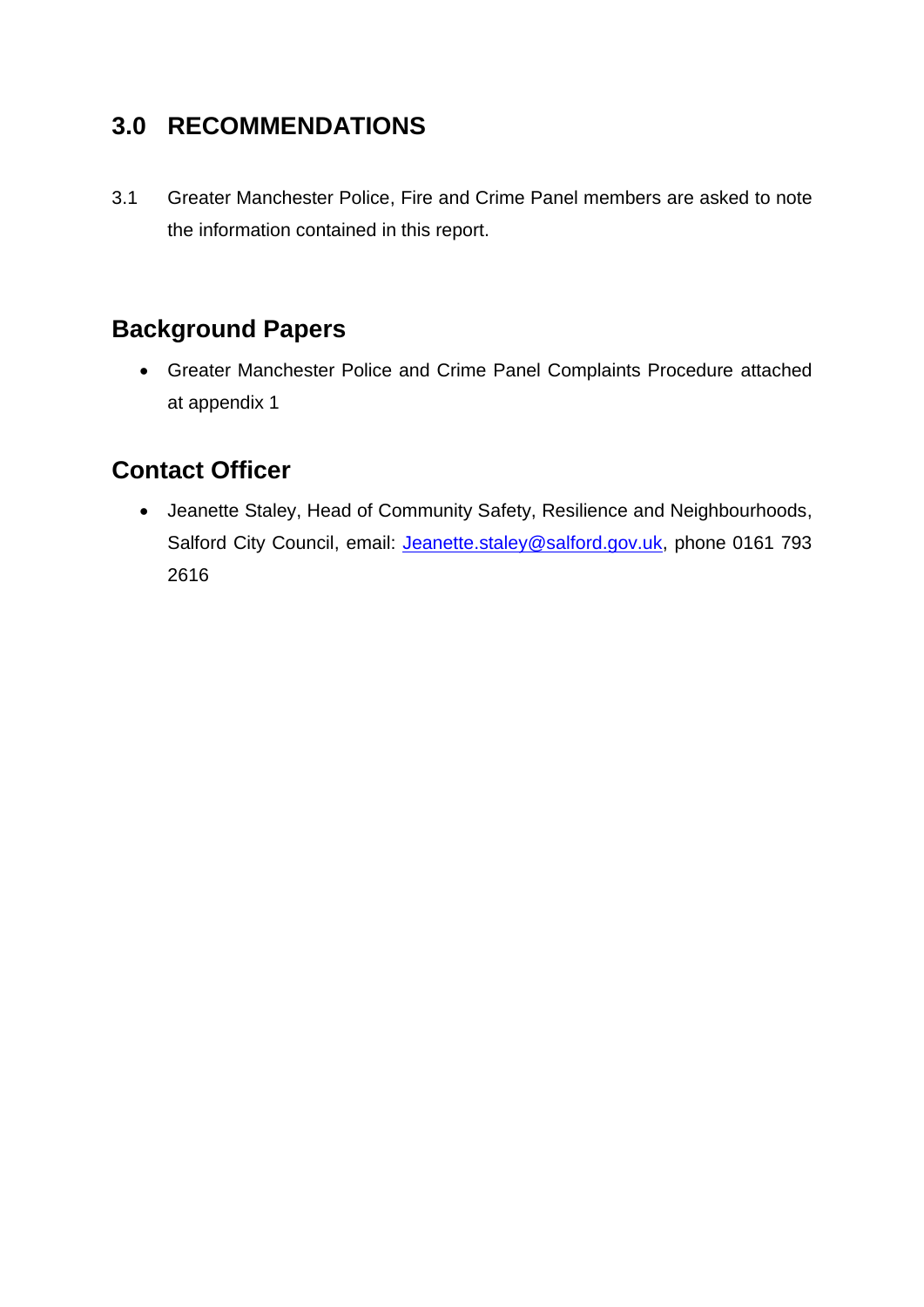## 3.0 RECOMMENDATIONS

3.1 Greater Manchester Police, Fire and Crime Panel members are asked to note the information contained in this report.

## Background Papers

- Greater Manchester Police and Crime Panel Complaints Procedure attached at appendix 1

## Contact Officer

- Jeanette Staley, Head of Community Safety, Resilience and Neighbourhoods, Salford City Council, email: Jeanette.staley@salford.gov.uk, phone 0161 793 2616